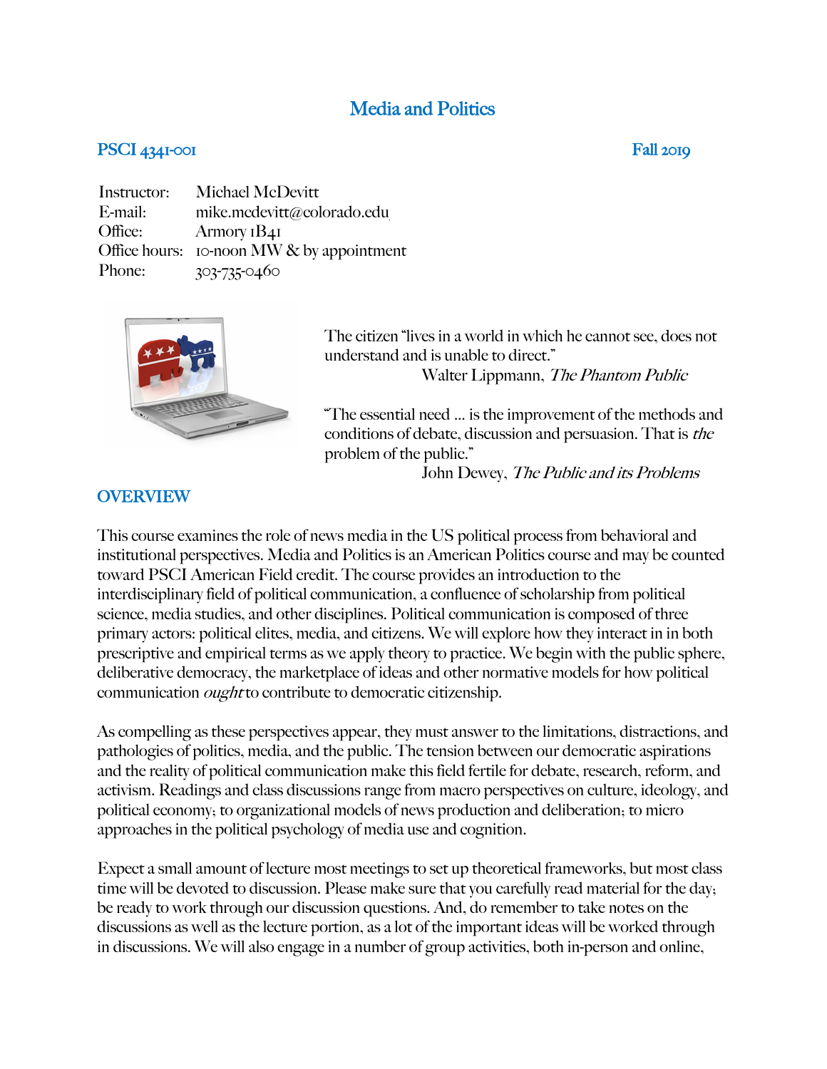# Media and Politics

**PSCI 4341-001** **Fall 2019**

Instructor: Michael McDevitt
E-mail: mike.mcdevitt@colorado.edu
Office: Armory 1B41
Office hours: 10-noon MW & by appointment
Phone: 303-735-0460

The citizen "lives in a world in which he cannot see, does not understand and is unable to direct."
Walter Lippmann, *The Phantom Public*

"The essential need ... is the improvement of the methods and conditions of debate, discussion and persuasion. That is *the* problem of the public."
John Dewey, *The Public and its Problems*

## OVERVIEW

This course examines the role of news media in the US political process from behavioral and institutional perspectives. Media and Politics is an American Politics course and may be counted toward PSCI American Field credit. The course provides an introduction to the interdisciplinary field of political communication, a confluence of scholarship from political science, media studies, and other disciplines. Political communication is composed of three primary actors: political elites, media, and citizens. We will explore how they interact in in both prescriptive and empirical terms as we apply theory to practice. We begin with the public sphere, deliberative democracy, the marketplace of ideas and other normative models for how political communication *ought* to contribute to democratic citizenship.

As compelling as these perspectives appear, they must answer to the limitations, distractions, and pathologies of politics, media, and the public. The tension between our democratic aspirations and the reality of political communication make this field fertile for debate, research, reform, and activism. Readings and class discussions range from macro perspectives on culture, ideology, and political economy; to organizational models of news production and deliberation; to micro approaches in the political psychology of media use and cognition.

Expect a small amount of lecture most meetings to set up theoretical frameworks, but most class time will be devoted to discussion. Please make sure that you carefully read material for the day; be ready to work through our discussion questions. And, do remember to take notes on the discussions as well as the lecture portion, as a lot of the important ideas will be worked through in discussions. We will also engage in a number of group activities, both in-person and online,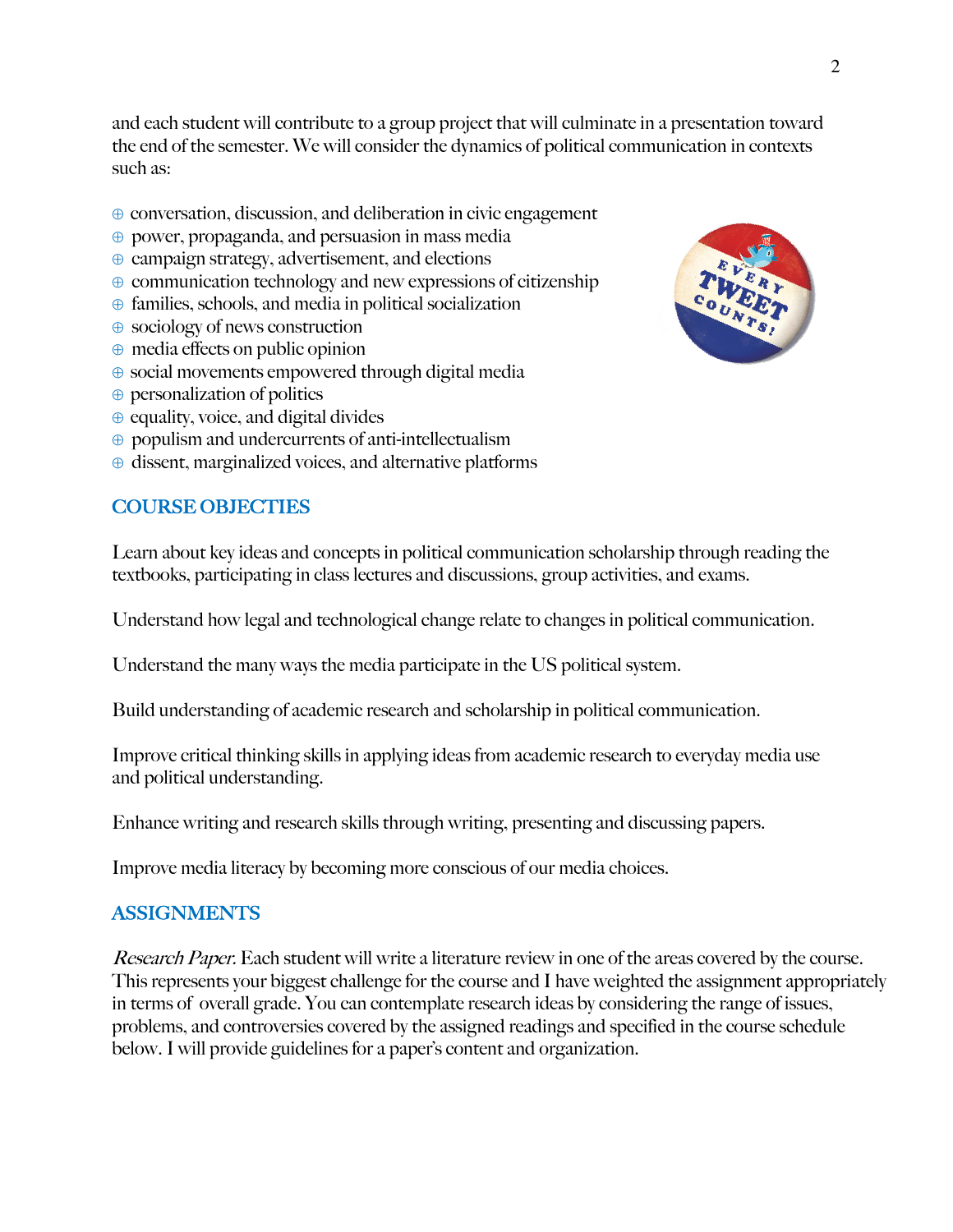and each student will contribute to a group project that will culminate in a presentation toward the end of the semester. We will consider the dynamics of political communication in contexts such as:

- conversation, discussion, and deliberation in civic engagement
- power, propaganda, and persuasion in mass media
- campaign strategy, advertisement, and elections
- communication technology and new expressions of citizenship
- families, schools, and media in political socialization
- sociology of news construction
- media effects on public opinion
- social movements empowered through digital media
- personalization of politics
- equality, voice, and digital divides
- populism and undercurrents of anti-intellectualism
- dissent, marginalized voices, and alternative platforms

## COURSE OBJECTIES

Learn about key ideas and concepts in political communication scholarship through reading the textbooks, participating in class lectures and discussions, group activities, and exams.

Understand how legal and technological change relate to changes in political communication.

Understand the many ways the media participate in the US political system.

Build understanding of academic research and scholarship in political communication.

Improve critical thinking skills in applying ideas from academic research to everyday media use and political understanding.

Enhance writing and research skills through writing, presenting and discussing papers.

Improve media literacy by becoming more conscious of our media choices.

## ASSIGNMENTS

*Research Paper.* Each student will write a literature review in one of the areas covered by the course. This represents your biggest challenge for the course and I have weighted the assignment appropriately in terms of overall grade. You can contemplate research ideas by considering the range of issues, problems, and controversies covered by the assigned readings and specified in the course schedule below. I will provide guidelines for a paper's content and organization.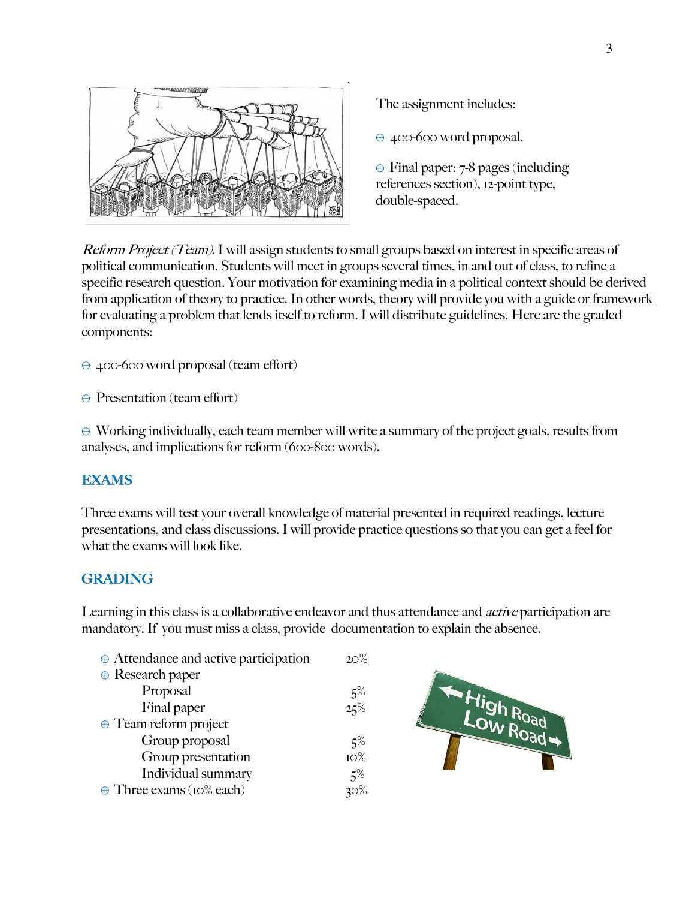The assignment includes:

- 400-600 word proposal.
- Final paper: 7-8 pages (including references section), 12-point type, double-spaced.

*Reform Project (Team).* I will assign students to small groups based on interest in specific areas of political communication. Students will meet in groups several times, in and out of class, to refine a specific research question. Your motivation for examining media in a political context should be derived from application of theory to practice. In other words, theory will provide you with a guide or framework for evaluating a problem that lends itself to reform. I will distribute guidelines. Here are the graded components:

- 400-600 word proposal (team effort)
- Presentation (team effort)
- Working individually, each team member will write a summary of the project goals, results from analyses, and implications for reform (600-800 words).

## EXAMS

Three exams will test your overall knowledge of material presented in required readings, lecture presentations, and class discussions. I will provide practice questions so that you can get a feel for the what the exams will look like.

## GRADING

Learning in this class is a collaborative endeavor and thus attendance and *active* participation are mandatory. If you must miss a class, provide documentation to explain the absence.

| Component | Weight |
|---|---|
| Attendance and active participation | 20% |
| Research paper | |
| Proposal | 5% |
| Final paper | 25% |
| Team reform project | |
| Group proposal | 5% |
| Group presentation | 10% |
| Individual summary | 5% |
| Three exams (10% each) | 30% |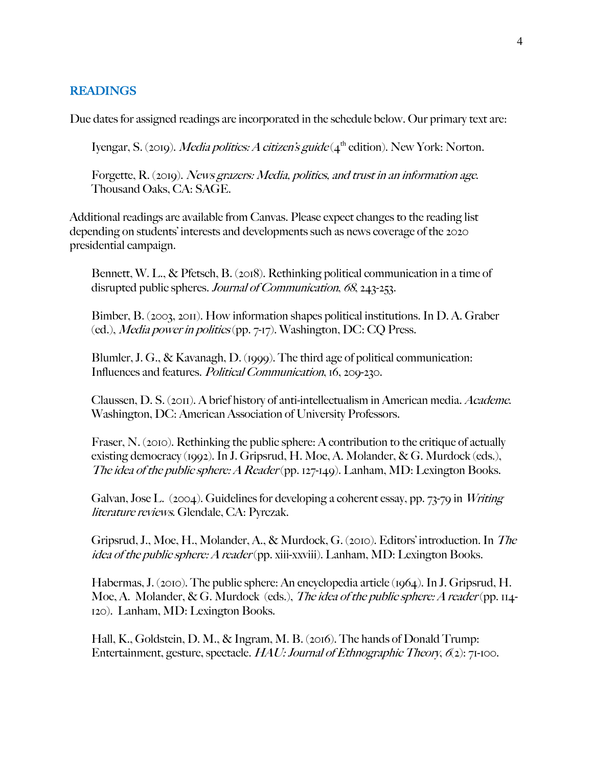## READINGS

Due dates for assigned readings are incorporated in the schedule below. Our primary text are:

> Iyengar, S. (2019). *Media politics: A citizen's guide* (4th edition). New York: Norton.
>
> Forgette, R. (2019). *News grazers: Media, politics, and trust in an information age*. Thousand Oaks, CA: SAGE.

Additional readings are available from Canvas. Please expect changes to the reading list depending on students' interests and developments such as news coverage of the 2020 presidential campaign.

> Bennett, W. L., & Pfetsch, B. (2018). Rethinking political communication in a time of disrupted public spheres. *Journal of Communication*, *68*, 243-253.
>
> Bimber, B. (2003, 2011). How information shapes political institutions. In D. A. Graber (ed.), *Media power in politics* (pp. 7-17). Washington, DC: CQ Press.
>
> Blumler, J. G., & Kavanagh, D. (1999). The third age of political communication: Influences and features. *Political Communication*, 16, 209-230.
>
> Claussen, D. S. (2011). A brief history of anti-intellectualism in American media. *Academe*. Washington, DC: American Association of University Professors.
>
> Fraser, N. (2010). Rethinking the public sphere: A contribution to the critique of actually existing democracy (1992). In J. Gripsrud, H. Moe, A. Molander, & G. Murdock (eds.), *The idea of the public sphere: A Reader* (pp. 127-149). Lanham, MD: Lexington Books.
>
> Galvan, Jose L. (2004). Guidelines for developing a coherent essay, pp. 73-79 in *Writing literature reviews*. Glendale, CA: Pyrczak.
>
> Gripsrud, J., Moe, H., Molander, A., & Murdock, G. (2010). Editors' introduction. In *The idea of the public sphere: A reader* (pp. xiii-xxviii). Lanham, MD: Lexington Books.
>
> Habermas, J. (2010). The public sphere: An encyclopedia article (1964). In J. Gripsrud, H. Moe, A. Molander, & G. Murdock (eds.), *The idea of the public sphere: A reader* (pp. 114-120). Lanham, MD: Lexington Books.
>
> Hall, K., Goldstein, D. M., & Ingram, M. B. (2016). The hands of Donald Trump: Entertainment, gesture, spectacle. *HAU: Journal of Ethnographic Theory*, *6*(2): 71-100.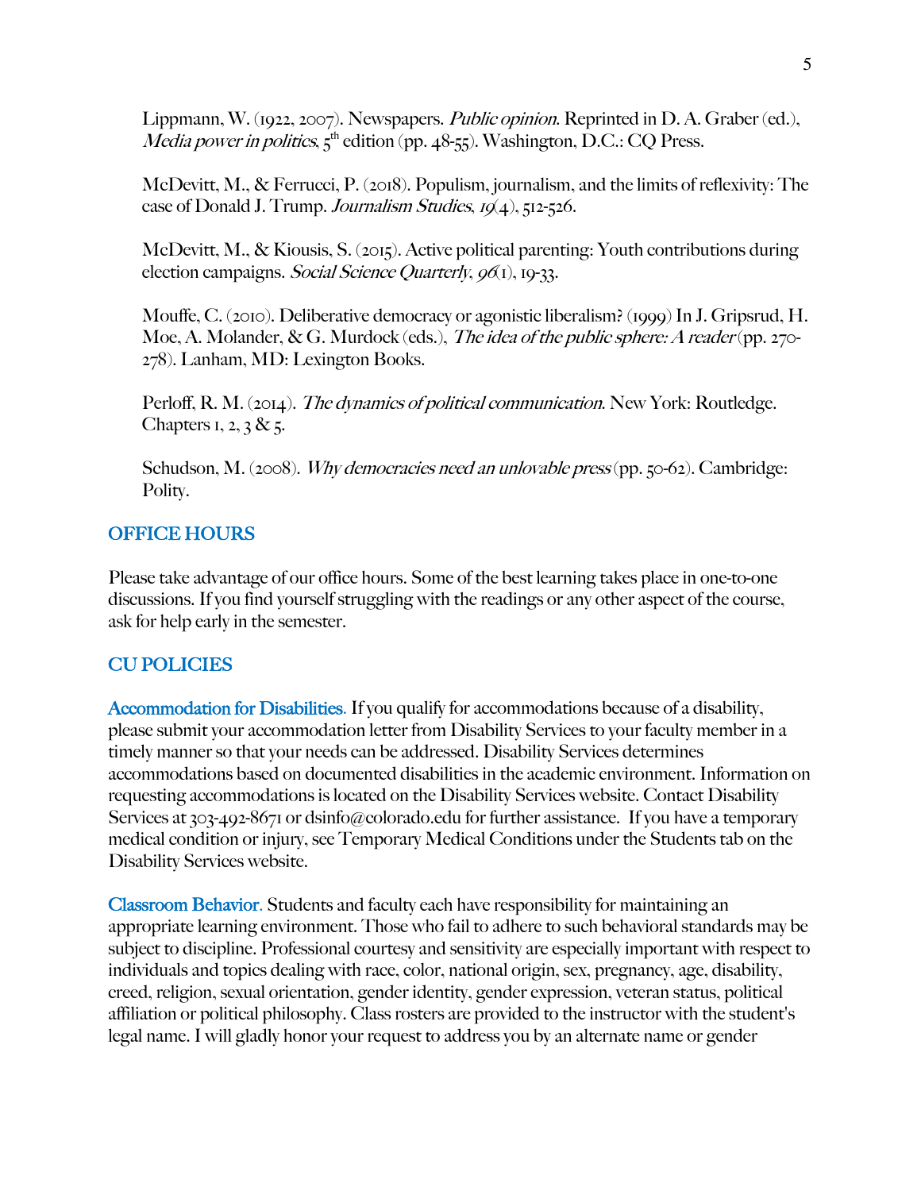Lippmann, W. (1922, 2007). Newspapers. *Public opinion*. Reprinted in D. A. Graber (ed.), *Media power in politics*, 5th edition (pp. 48-55). Washington, D.C.: CQ Press.

McDevitt, M., & Ferrucci, P. (2018). Populism, journalism, and the limits of reflexivity: The case of Donald J. Trump. *Journalism Studies*, *19*(4), 512-526.

McDevitt, M., & Kiousis, S. (2015). Active political parenting: Youth contributions during election campaigns. *Social Science Quarterly*, *96*(1), 19-33.

Mouffe, C. (2010). Deliberative democracy or agonistic liberalism? (1999) In J. Gripsrud, H. Moe, A. Molander, & G. Murdock (eds.), *The idea of the public sphere: A reader* (pp. 270-278). Lanham, MD: Lexington Books.

Perloff, R. M. (2014). *The dynamics of political communication*. New York: Routledge. Chapters 1, 2, 3 & 5.

Schudson, M. (2008). *Why democracies need an unlovable press* (pp. 50-62). Cambridge: Polity.

## OFFICE HOURS

Please take advantage of our office hours. Some of the best learning takes place in one-to-one discussions. If you find yourself struggling with the readings or any other aspect of the course, ask for help early in the semester.

## CU POLICIES

**Accommodation for Disabilities.** If you qualify for accommodations because of a disability, please submit your accommodation letter from Disability Services to your faculty member in a timely manner so that your needs can be addressed. Disability Services determines accommodations based on documented disabilities in the academic environment. Information on requesting accommodations is located on the Disability Services website. Contact Disability Services at 303-492-8671 or dsinfo@colorado.edu for further assistance. If you have a temporary medical condition or injury, see Temporary Medical Conditions under the Students tab on the Disability Services website.

**Classroom Behavior.** Students and faculty each have responsibility for maintaining an appropriate learning environment. Those who fail to adhere to such behavioral standards may be subject to discipline. Professional courtesy and sensitivity are especially important with respect to individuals and topics dealing with race, color, national origin, sex, pregnancy, age, disability, creed, religion, sexual orientation, gender identity, gender expression, veteran status, political affiliation or political philosophy. Class rosters are provided to the instructor with the student's legal name. I will gladly honor your request to address you by an alternate name or gender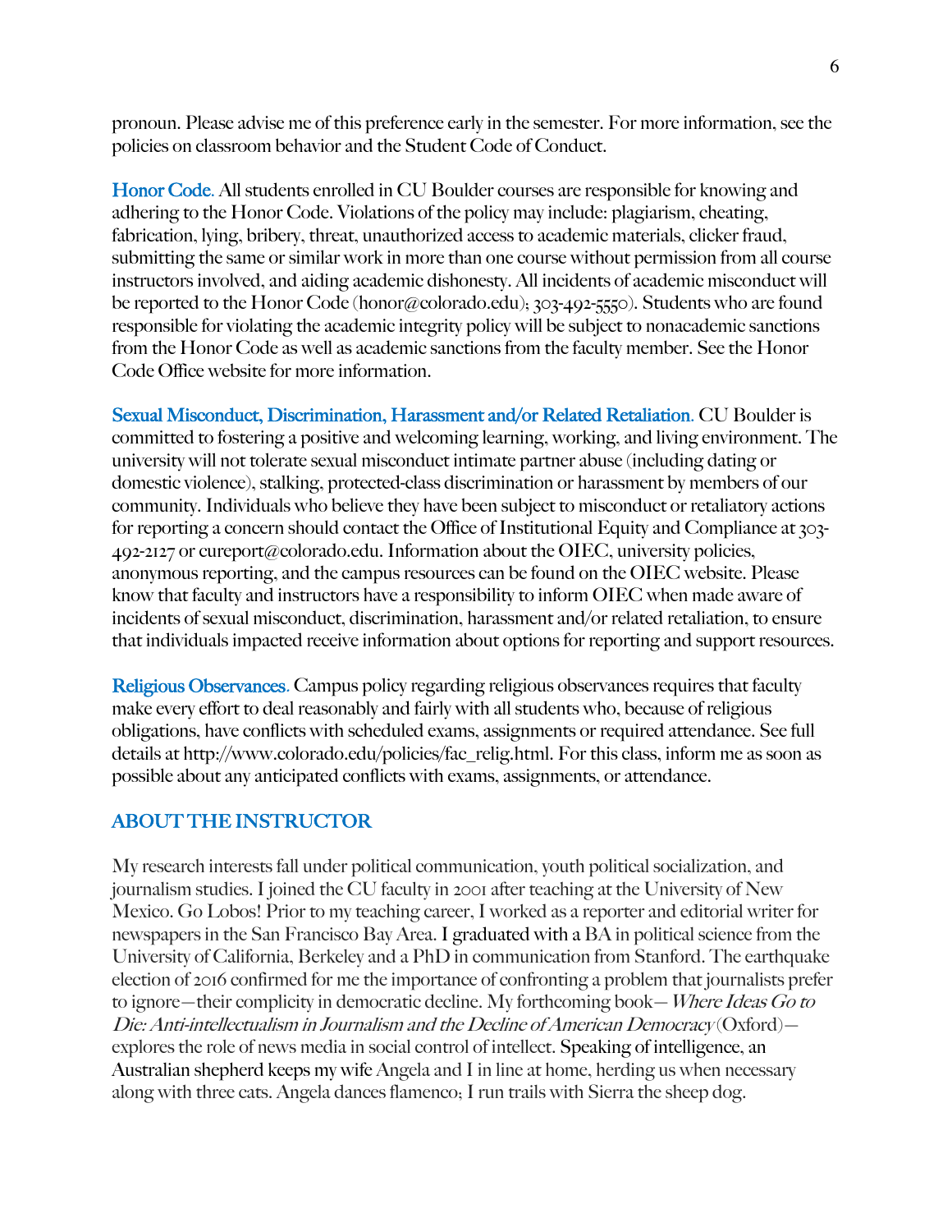pronoun. Please advise me of this preference early in the semester. For more information, see the policies on classroom behavior and the Student Code of Conduct.

**Honor Code.** All students enrolled in CU Boulder courses are responsible for knowing and adhering to the Honor Code. Violations of the policy may include: plagiarism, cheating, fabrication, lying, bribery, threat, unauthorized access to academic materials, clicker fraud, submitting the same or similar work in more than one course without permission from all course instructors involved, and aiding academic dishonesty. All incidents of academic misconduct will be reported to the Honor Code (honor@colorado.edu; 303-492-5550). Students who are found responsible for violating the academic integrity policy will be subject to nonacademic sanctions from the Honor Code as well as academic sanctions from the faculty member. See the Honor Code Office website for more information.

**Sexual Misconduct, Discrimination, Harassment and/or Related Retaliation.** CU Boulder is committed to fostering a positive and welcoming learning, working, and living environment. The university will not tolerate sexual misconduct intimate partner abuse (including dating or domestic violence), stalking, protected-class discrimination or harassment by members of our community. Individuals who believe they have been subject to misconduct or retaliatory actions for reporting a concern should contact the Office of Institutional Equity and Compliance at 303-492-2127 or cureport@colorado.edu. Information about the OIEC, university policies, anonymous reporting, and the campus resources can be found on the OIEC website. Please know that faculty and instructors have a responsibility to inform OIEC when made aware of incidents of sexual misconduct, discrimination, harassment and/or related retaliation, to ensure that individuals impacted receive information about options for reporting and support resources.

**Religious Observances.** Campus policy regarding religious observances requires that faculty make every effort to deal reasonably and fairly with all students who, because of religious obligations, have conflicts with scheduled exams, assignments or required attendance. See full details at http://www.colorado.edu/policies/fac_relig.html. For this class, inform me as soon as possible about any anticipated conflicts with exams, assignments, or attendance.

## ABOUT THE INSTRUCTOR

My research interests fall under political communication, youth political socialization, and journalism studies. I joined the CU faculty in 2001 after teaching at the University of New Mexico. Go Lobos! Prior to my teaching career, I worked as a reporter and editorial writer for newspapers in the San Francisco Bay Area. I graduated with a BA in political science from the University of California, Berkeley and a PhD in communication from Stanford. The earthquake election of 2016 confirmed for me the importance of confronting a problem that journalists prefer to ignore—their complicity in democratic decline. My forthcoming book—*Where Ideas Go to Die: Anti-intellectualism in Journalism and the Decline of American Democracy* (Oxford)—explores the role of news media in social control of intellect. Speaking of intelligence, an Australian shepherd keeps my wife Angela and I in line at home, herding us when necessary along with three cats. Angela dances flamenco; I run trails with Sierra the sheep dog.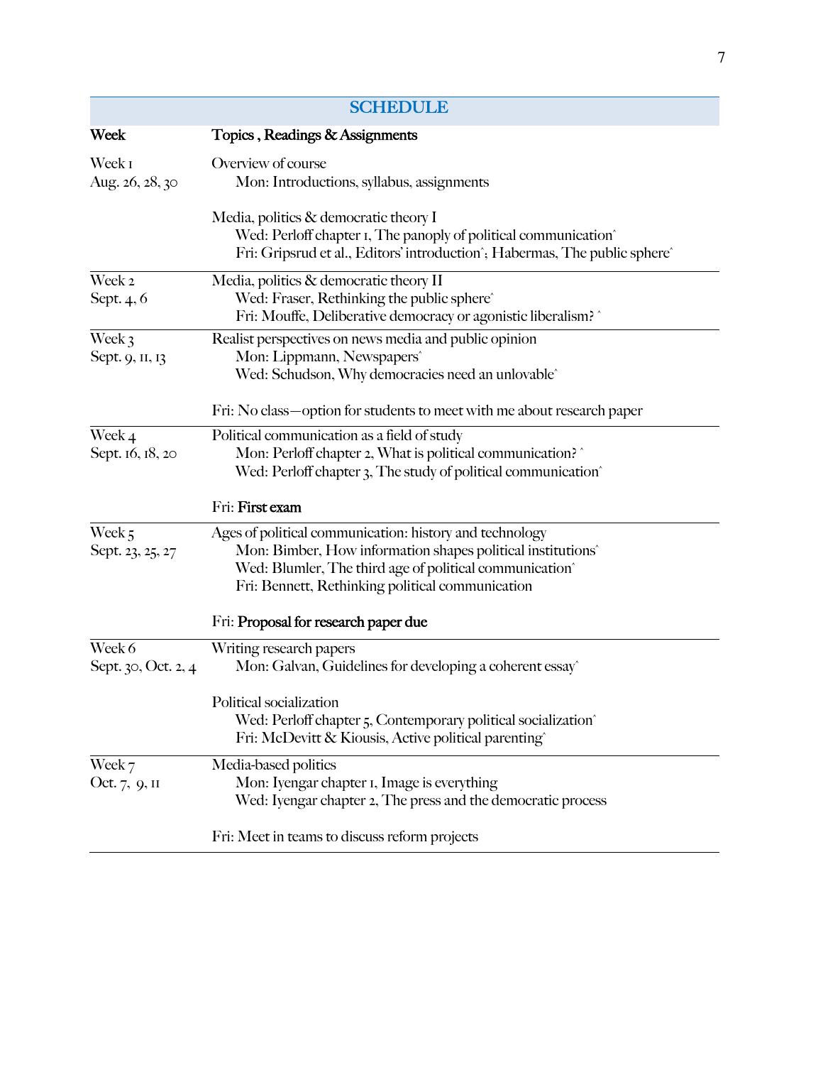## SCHEDULE

| Week | Topics , Readings & Assignments |
|---|---|
| Week 1<br>Aug. 26, 28, 30 | Overview of course<br>Mon: Introductions, syllabus, assignments<br><br>Media, politics & democratic theory I<br>Wed: Perloff chapter 1, The panoply of political communication^<br>Fri: Gripsrud et al., Editors' introduction^; Habermas, The public sphere^ |
| Week 2<br>Sept. 4, 6 | Media, politics & democratic theory II<br>Wed: Fraser, Rethinking the public sphere^<br>Fri: Mouffe, Deliberative democracy or agonistic liberalism? ^ |
| Week 3<br>Sept. 9, 11, 13 | Realist perspectives on news media and public opinion<br>Mon: Lippmann, Newspapers^<br>Wed: Schudson, Why democracies need an unlovable^<br><br>Fri: No class—option for students to meet with me about research paper |
| Week 4<br>Sept. 16, 18, 20 | Political communication as a field of study<br>Mon: Perloff chapter 2, What is political communication? ^<br>Wed: Perloff chapter 3, The study of political communication^<br><br>Fri: **First exam** |
| Week 5<br>Sept. 23, 25, 27 | Ages of political communication: history and technology<br>Mon: Bimber, How information shapes political institutions^<br>Wed: Blumler, The third age of political communication^<br>Fri: Bennett, Rethinking political communication<br><br>Fri: **Proposal for research paper due** |
| Week 6<br>Sept. 30, Oct. 2, 4 | Writing research papers<br>Mon: Galvan, Guidelines for developing a coherent essay^<br><br>Political socialization<br>Wed: Perloff chapter 5, Contemporary political socialization^<br>Fri: McDevitt & Kiousis, Active political parenting^ |
| Week 7<br>Oct. 7, 9, 11 | Media-based politics<br>Mon: Iyengar chapter 1, Image is everything<br>Wed: Iyengar chapter 2, The press and the democratic process<br><br>Fri: Meet in teams to discuss reform projects |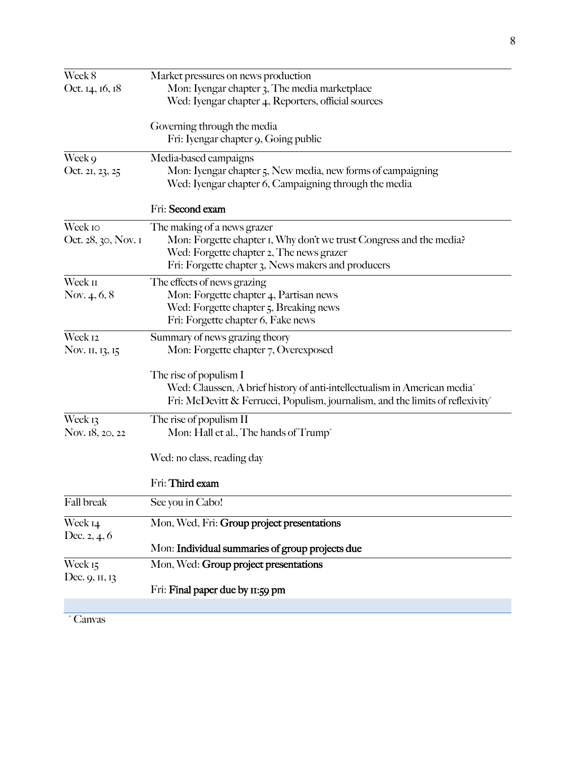| | |
|---|---|
| Week 8<br>Oct. 14, 16, 18 | Market pressures on news production<br>Mon: Iyengar chapter 3, The media marketplace<br>Wed: Iyengar chapter 4, Reporters, official sources<br><br>Governing through the media<br>Fri: Iyengar chapter 9, Going public |
| Week 9<br>Oct. 21, 23, 25 | Media-based campaigns<br>Mon: Iyengar chapter 5, New media, new forms of campaigning<br>Wed: Iyengar chapter 6, Campaigning through the media<br><br>Fri: **Second exam** |
| Week 10<br>Oct. 28, 30, Nov. 1 | The making of a news grazer<br>Mon: Forgette chapter 1, Why don't we trust Congress and the media?<br>Wed: Forgette chapter 2, The news grazer<br>Fri: Forgette chapter 3, News makers and producers |
| Week 11<br>Nov. 4, 6, 8 | The effects of news grazing<br>Mon: Forgette chapter 4, Partisan news<br>Wed: Forgette chapter 5, Breaking news<br>Fri: Forgette chapter 6, Fake news |
| Week 12<br>Nov. 11, 13, 15 | Summary of news grazing theory<br>Mon: Forgette chapter 7, Overexposed<br><br>The rise of populism I<br>Wed: Claussen, A brief history of anti-intellectualism in American media^<br>Fri: McDevitt & Ferrucci, Populism, journalism, and the limits of reflexivity^ |
| Week 13<br>Nov. 18, 20, 22 | The rise of populism II<br>Mon: Hall et al., The hands of Trump^<br><br>Wed: no class, reading day<br><br>Fri: **Third exam** |
| Fall break | See you in Cabo! |
| Week 14<br>Dec. 2, 4, 6 | Mon, Wed, Fri: **Group project presentations**<br><br>Mon: **Individual summaries of group projects due** |
| Week 15<br>Dec. 9, 11, 13 | Mon, Wed: **Group project presentations**<br><br>Fri: **Final paper due by 11:59 pm** |

^ Canvas